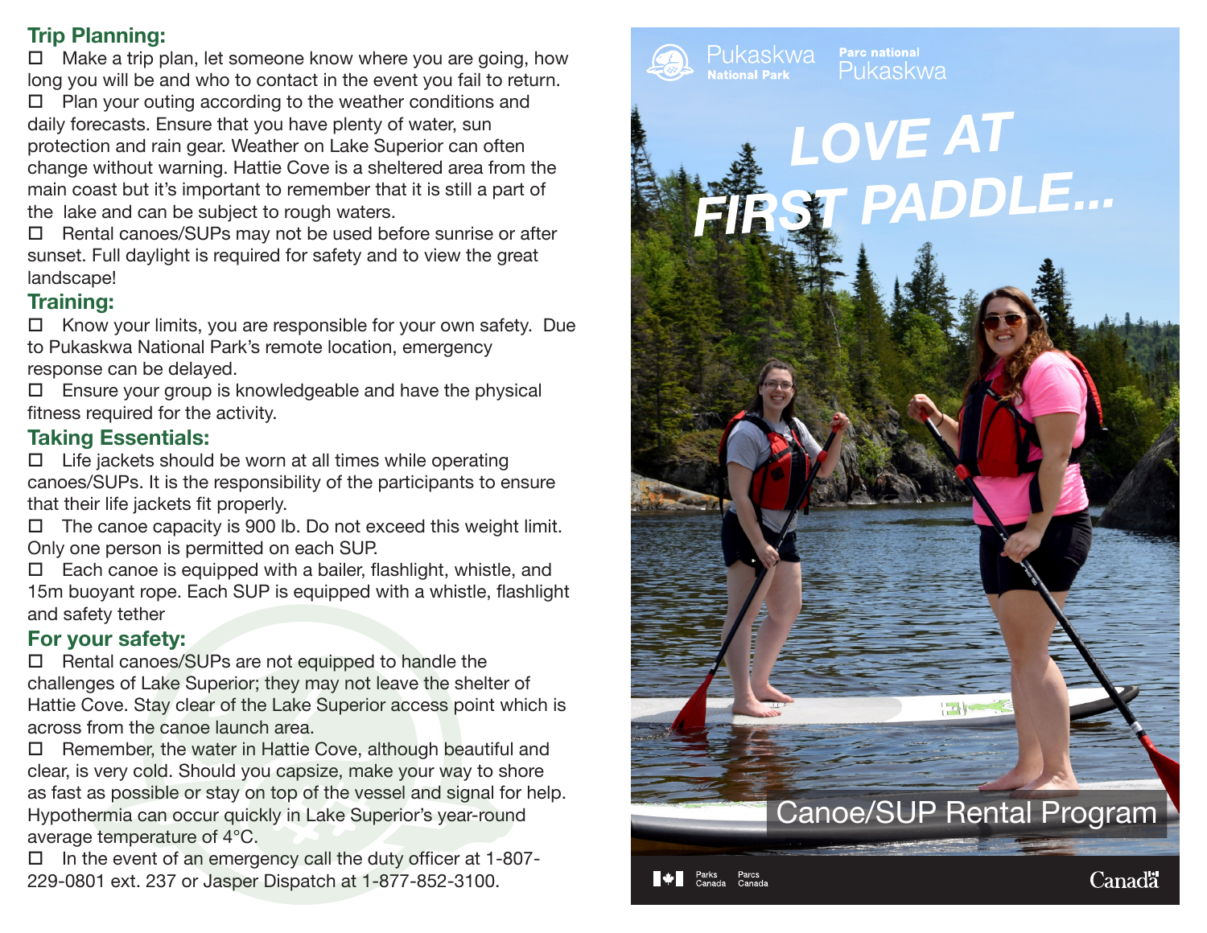## Trip Planning:

- ☐ Make a trip plan, let someone know where you are going, how long you will be and who to contact in the event you fail to return.
- ☐ Plan your outing according to the weather conditions and daily forecasts. Ensure that you have plenty of water, sun protection and rain gear. Weather on Lake Superior can often change without warning. Hattie Cove is a sheltered area from the main coast but it's important to remember that it is still a part of the lake and can be subject to rough waters.
- ☐ Rental canoes/SUPs may not be used before sunrise or after sunset. Full daylight is required for safety and to view the great landscape!

## Training:

- ☐ Know your limits, you are responsible for your own safety. Due to Pukaskwa National Park's remote location, emergency response can be delayed.
- ☐ Ensure your group is knowledgeable and have the physical fitness required for the activity.

## Taking Essentials:

- ☐ Life jackets should be worn at all times while operating canoes/SUPs. It is the responsibility of the participants to ensure that their life jackets fit properly.
- ☐ The canoe capacity is 900 lb. Do not exceed this weight limit. Only one person is permitted on each SUP.
- ☐ Each canoe is equipped with a bailer, flashlight, whistle, and 15m buoyant rope. Each SUP is equipped with a whistle, flashlight and safety tether

## For your safety:

- ☐ Rental canoes/SUPs are not equipped to handle the challenges of Lake Superior; they may not leave the shelter of Hattie Cove. Stay clear of the Lake Superior access point which is across from the canoe launch area.
- ☐ Remember, the water in Hattie Cove, although beautiful and clear, is very cold. Should you capsize, make your way to shore as fast as possible or stay on top of the vessel and signal for help. Hypothermia can occur quickly in Lake Superior's year-round average temperature of 4°C.
- ☐ In the event of an emergency call the duty officer at 1-807-229-0801 ext. 237 or Jasper Dispatch at 1-877-852-3100.

Pukaskwa National Park / Parc national Pukaskwa

# LOVE AT FIRST PADDLE...

## Canoe/SUP Rental Program

Parks Canada / Parcs Canada

Canada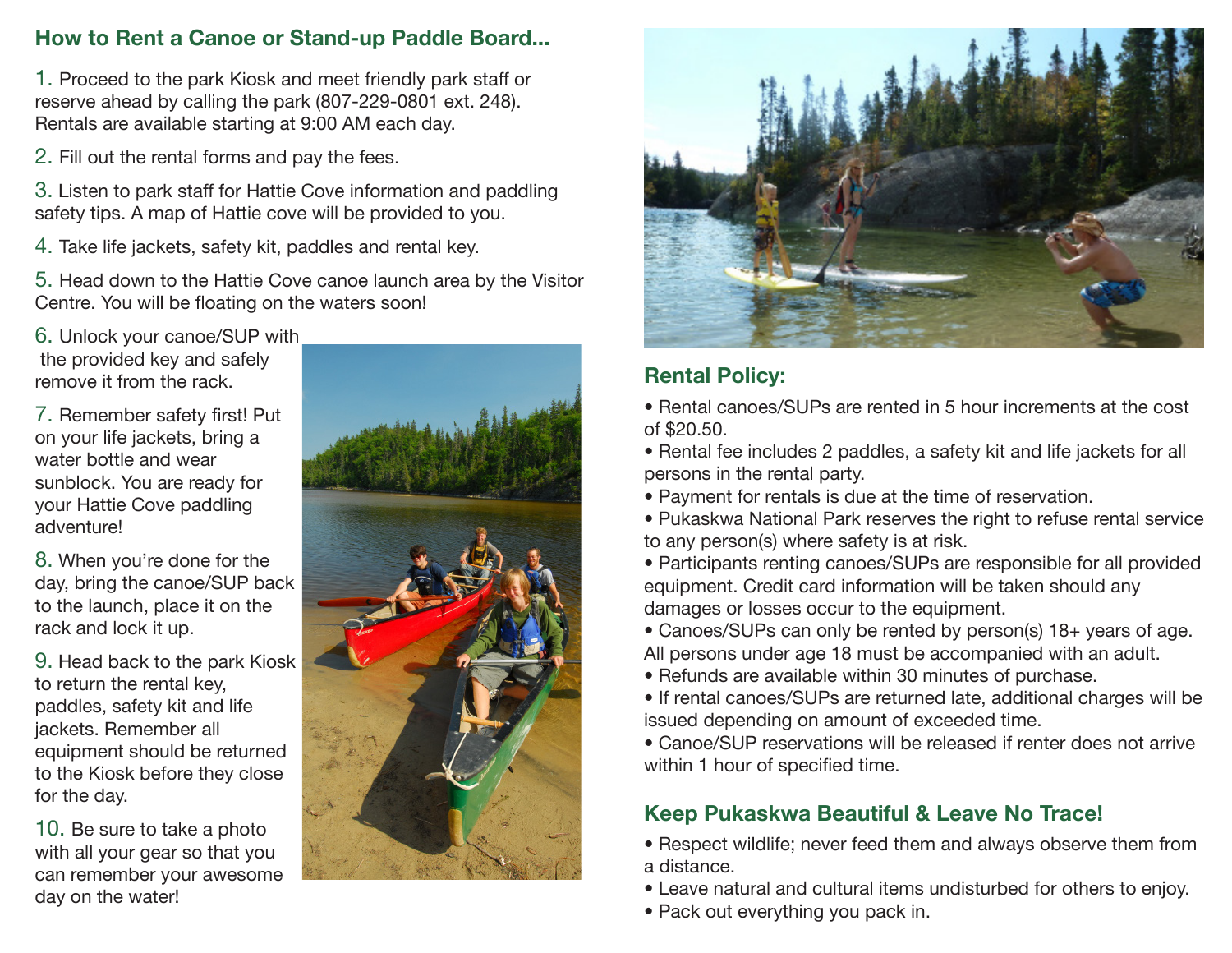## How to Rent a Canoe or Stand-up Paddle Board...

1. Proceed to the park Kiosk and meet friendly park staff or reserve ahead by calling the park (807-229-0801 ext. 248). Rentals are available starting at 9:00 AM each day.
2. Fill out the rental forms and pay the fees.
3. Listen to park staff for Hattie Cove information and paddling safety tips. A map of Hattie cove will be provided to you.
4. Take life jackets, safety kit, paddles and rental key.
5. Head down to the Hattie Cove canoe launch area by the Visitor Centre. You will be floating on the waters soon!
6. Unlock your canoe/SUP with the provided key and safely remove it from the rack.
7. Remember safety first! Put on your life jackets, bring a water bottle and wear sunblock. You are ready for your Hattie Cove paddling adventure!
8. When you're done for the day, bring the canoe/SUP back to the launch, place it on the rack and lock it up.
9. Head back to the park Kiosk to return the rental key, paddles, safety kit and life jackets. Remember all equipment should be returned to the Kiosk before they close for the day.
10. Be sure to take a photo with all your gear so that you can remember your awesome day on the water!

## Rental Policy:

- Rental canoes/SUPs are rented in 5 hour increments at the cost of $20.50.
- Rental fee includes 2 paddles, a safety kit and life jackets for all persons in the rental party.
- Payment for rentals is due at the time of reservation.
- Pukaskwa National Park reserves the right to refuse rental service to any person(s) where safety is at risk.
- Participants renting canoes/SUPs are responsible for all provided equipment. Credit card information will be taken should any damages or losses occur to the equipment.
- Canoes/SUPs can only be rented by person(s) 18+ years of age. All persons under age 18 must be accompanied with an adult.
- Refunds are available within 30 minutes of purchase.
- If rental canoes/SUPs are returned late, additional charges will be issued depending on amount of exceeded time.
- Canoe/SUP reservations will be released if renter does not arrive within 1 hour of specified time.

## Keep Pukaskwa Beautiful & Leave No Trace!

- Respect wildlife; never feed them and always observe them from a distance.
- Leave natural and cultural items undisturbed for others to enjoy.
- Pack out everything you pack in.